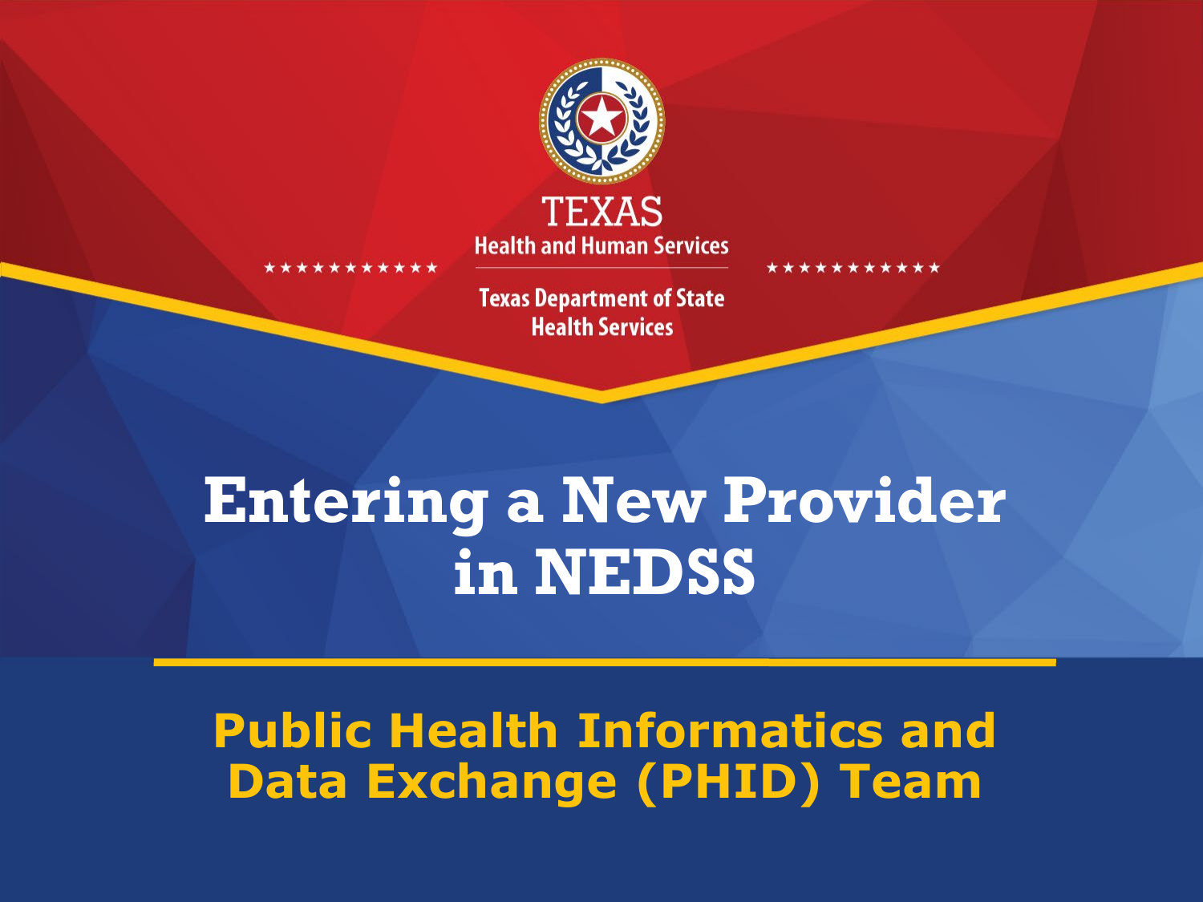TEXAS
Health and Human Services

Texas Department of State Health Services

# Entering a New Provider in NEDSS

## Public Health Informatics and Data Exchange (PHID) Team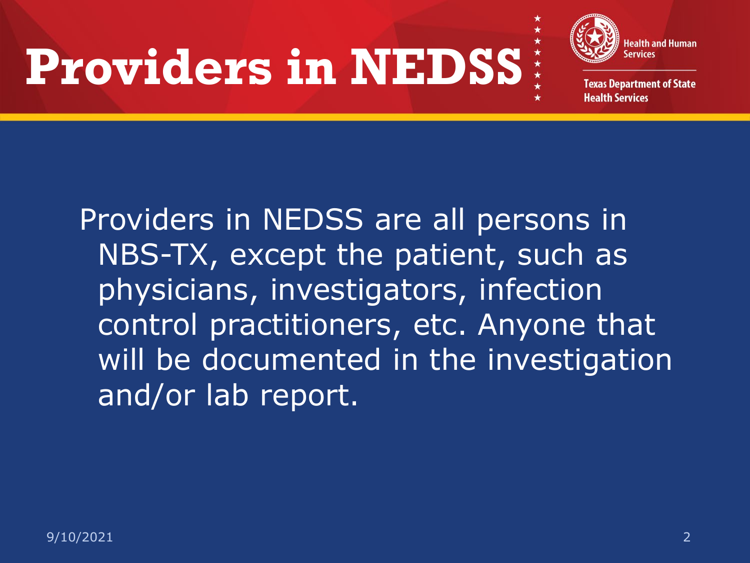# Providers in NEDSS

Providers in NEDSS are all persons in NBS-TX, except the patient, such as physicians, investigators, infection control practitioners, etc. Anyone that will be documented in the investigation and/or lab report.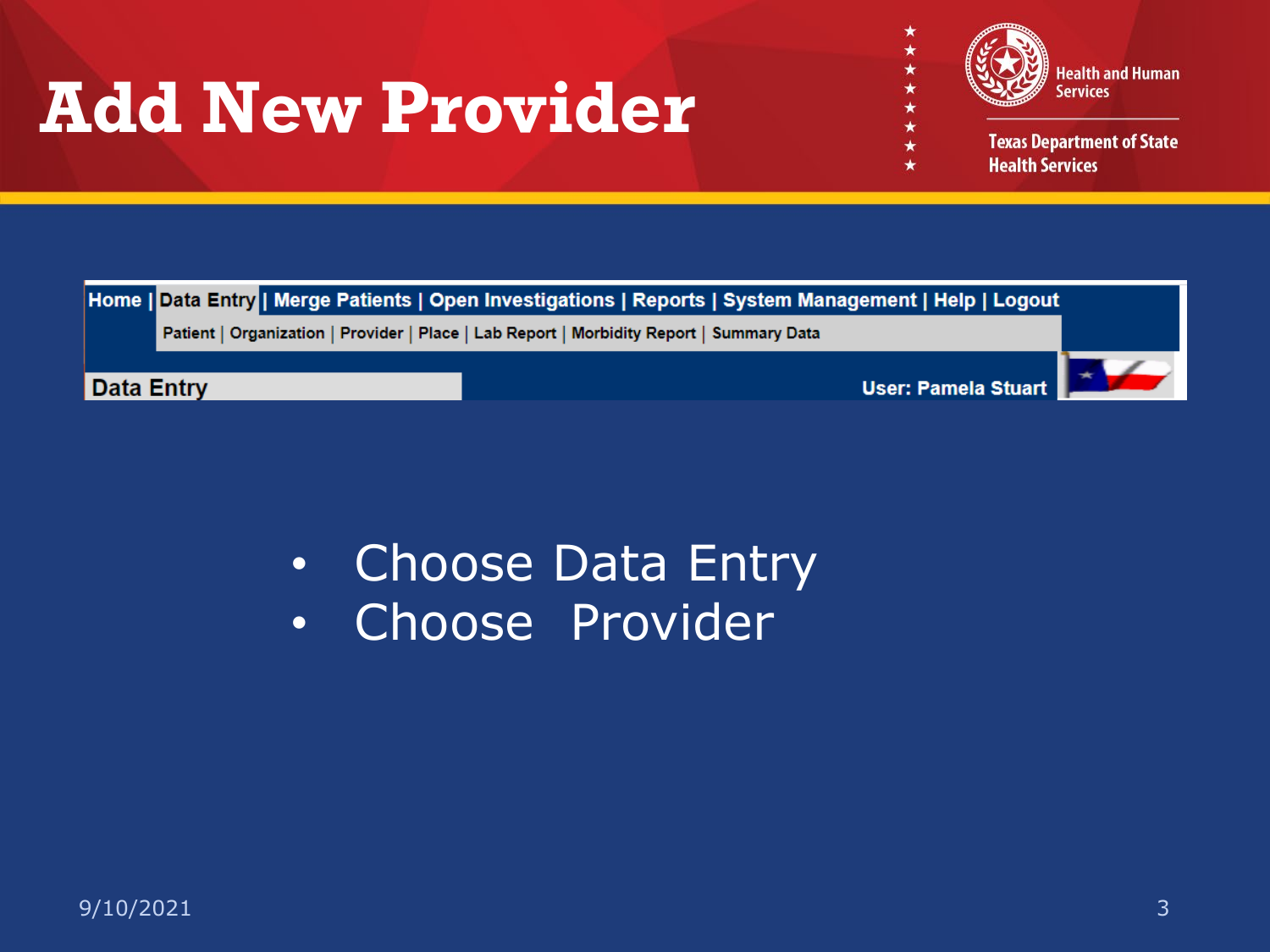# Add New Provider

Health and Human Services

Texas Department of State Health Services

Home | Data Entry | Merge Patients | Open Investigations | Reports | System Management | Help | Logout

Patient | Organization | Provider | Place | Lab Report | Morbidity Report | Summary Data

Data Entry

User: Pamela Stuart

- Choose Data Entry
- Choose Provider

9/10/2021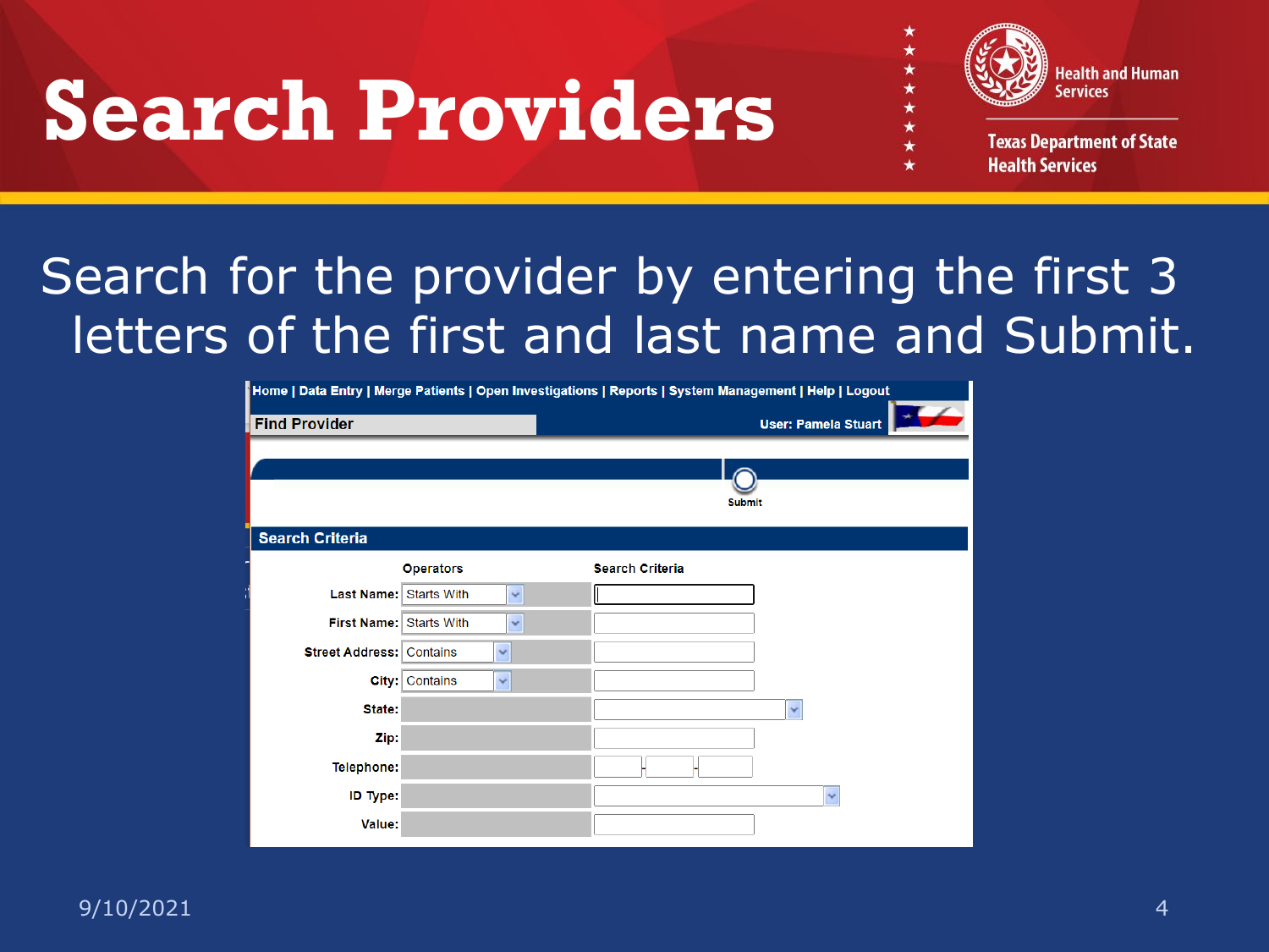# Search Providers

Search for the provider by entering the first 3 letters of the first and last name and Submit.

Home | Data Entry | Merge Patients | Open Investigations | Reports | System Management | Help | Logout

**Find Provider** — User: Pamela Stuart

Submit

**Search Criteria**

| | Operators | Search Criteria |
|---|---|---|
| Last Name: | Starts With | |
| First Name: | Starts With | |
| Street Address: | Contains | |
| City: | Contains | |
| State: | | |
| Zip: | | |
| Telephone: | | |
| ID Type: | | |
| Value: | | |

9/10/2021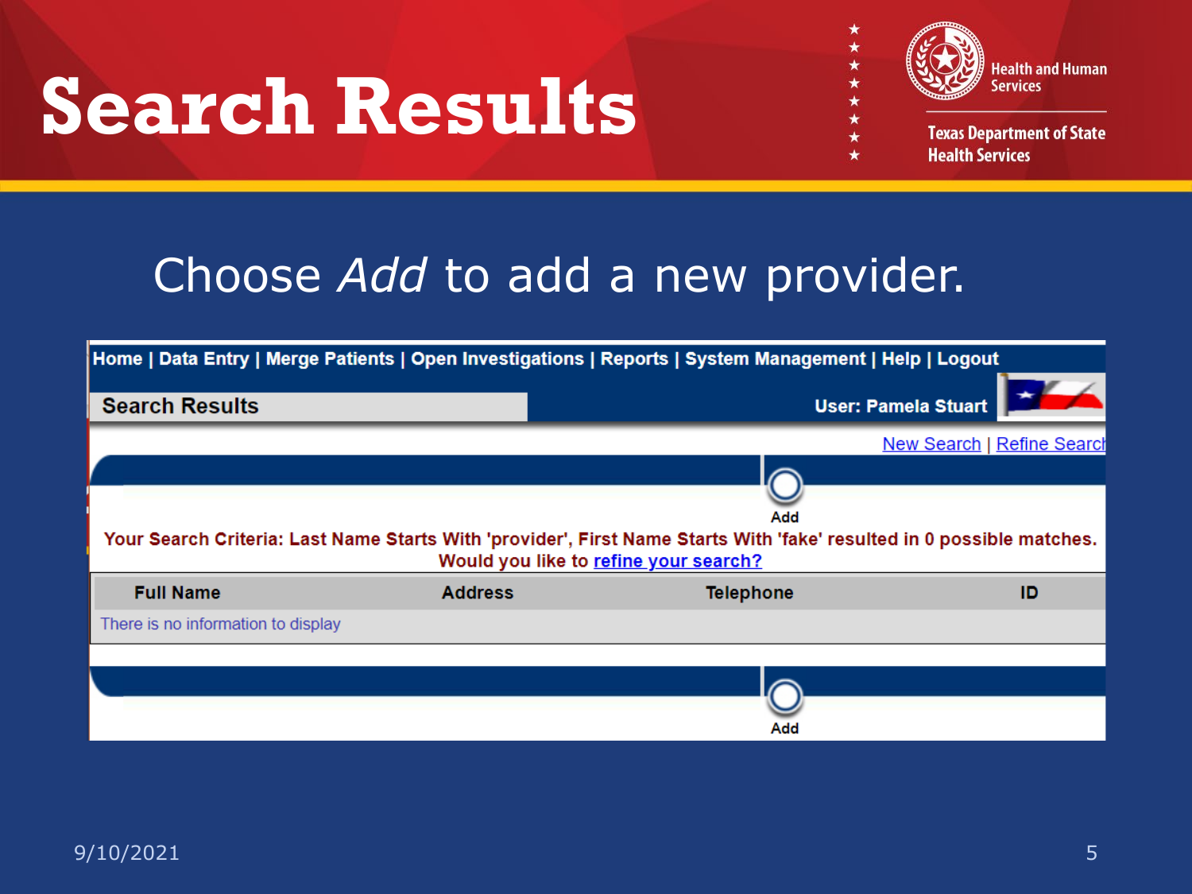# Search Results

Health and Human Services

Texas Department of State Health Services

Choose *Add* to add a new provider.

Home | Data Entry | Merge Patients | Open Investigations | Reports | System Management | Help | Logout

**Search Results**

User: Pamela Stuart

New Search | Refine Search

Add

Your Search Criteria: Last Name Starts With 'provider', First Name Starts With 'fake' resulted in 0 possible matches.
Would you like to refine your search?

| Full Name | Address | Telephone | ID |
| --- | --- | --- | --- |
| There is no information to display | | | |

Add

9/10/2021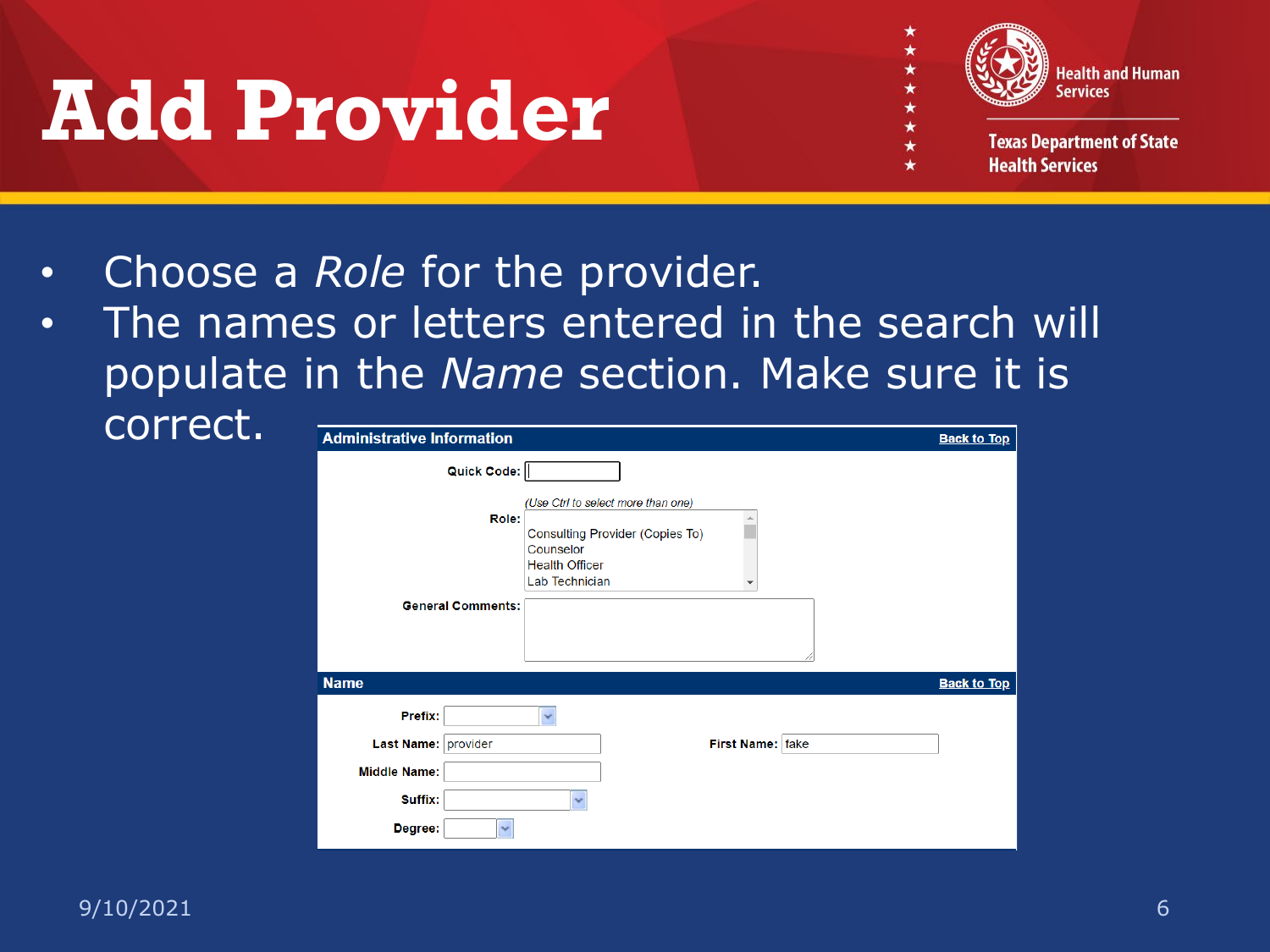# Add Provider

- Choose a *Role* for the provider.
- The names or letters entered in the search will populate in the *Name* section. Make sure it is correct.

**Administrative Information** — Back to Top

Quick Code:

(Use Ctrl to select more than one)

Role:
- Consulting Provider (Copies To)
- Counselor
- Health Officer
- Lab Technician

General Comments:

**Name** — Back to Top

Prefix:

Last Name: provider

First Name: fake

Middle Name:

Suffix:

Degree: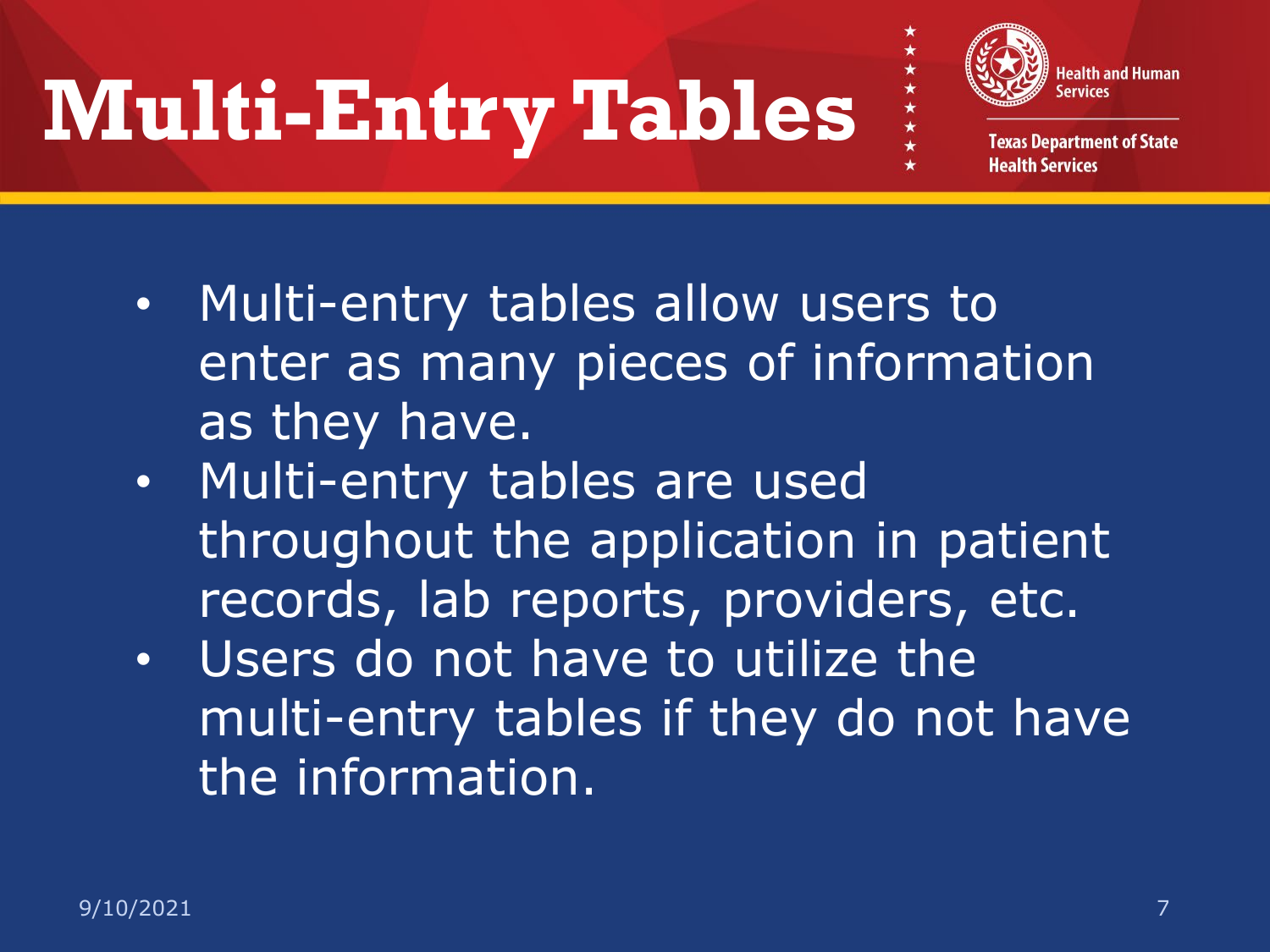# Multi-Entry Tables

- Multi-entry tables allow users to enter as many pieces of information as they have.
- Multi-entry tables are used throughout the application in patient records, lab reports, providers, etc.
- Users do not have to utilize the multi-entry tables if they do not have the information.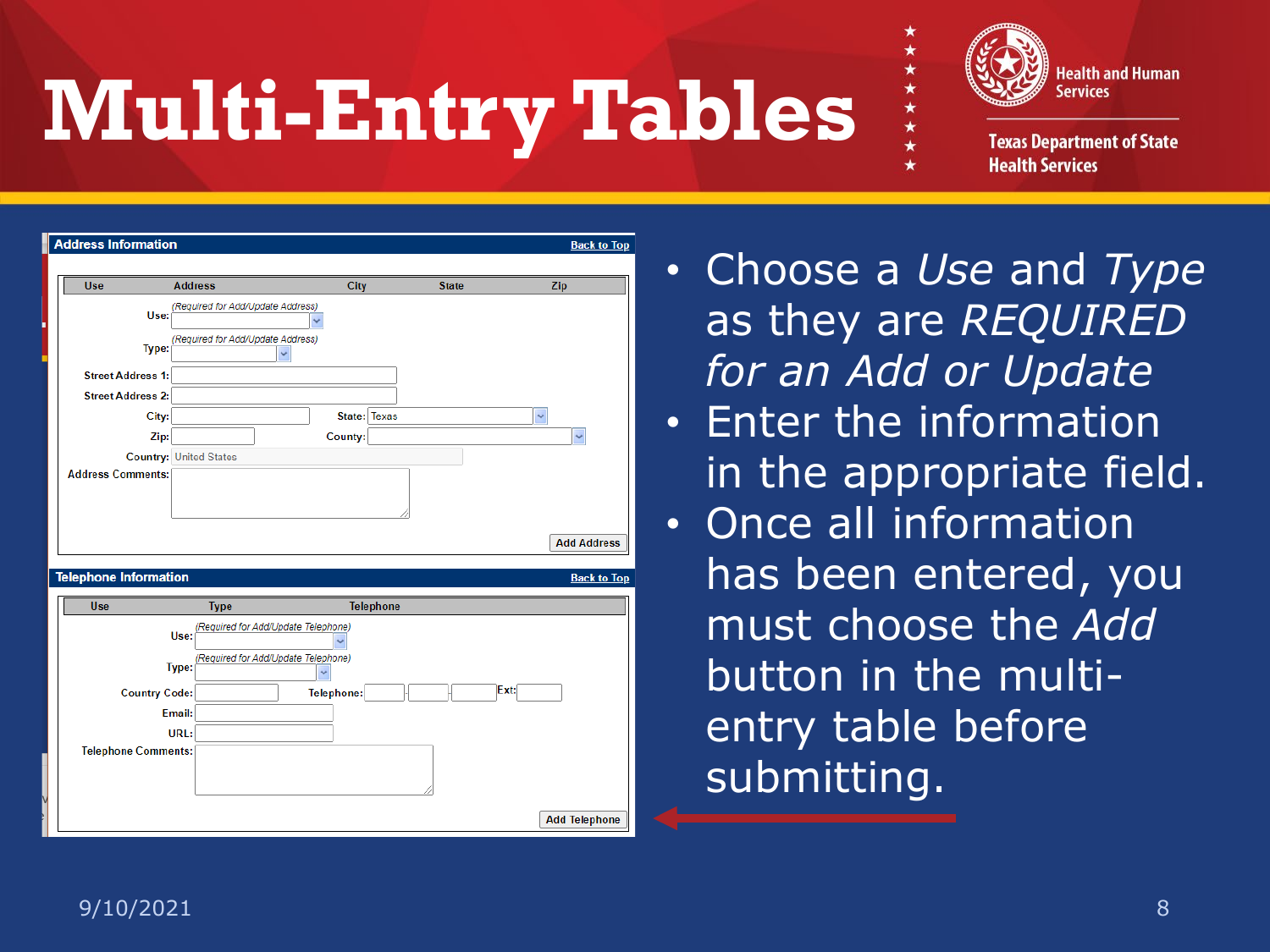# Multi-Entry Tables

Health and Human Services

Texas Department of State Health Services

**Address Information** Back to Top

| Use | Address | City | State | Zip |
|---|---|---|---|---|

Use: (Required for Add/Update Address)

Type: (Required for Add/Update Address)

Street Address 1:

Street Address 2:

City: State: Texas

Zip: County:

Country: United States

Address Comments:

Add Address

**Telephone Information** Back to Top

| Use | Type | Telephone |
|---|---|---|

Use: (Required for Add/Update Telephone)

Type: (Required for Add/Update Telephone)

Country Code: Telephone: Ext:

Email:

URL:

Telephone Comments:

Add Telephone

- Choose a *Use* and *Type* as they are *REQUIRED for an Add or Update*
- Enter the information in the appropriate field.
- Once all information has been entered, you must choose the *Add* button in the multi-entry table before submitting.

9/10/2021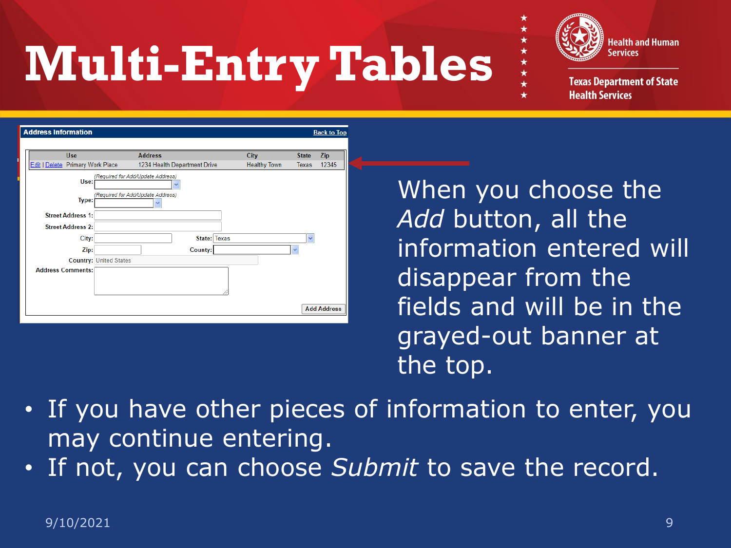# Multi-Entry Tables

Address Information — Back to Top

| | Use | Address | City | State | Zip |
|---|---|---|---|---|---|
| Edit \| Delete | Primary Work Place | 1234 Health Department Drive | Healthy Town | Texas | 12345 |

Use: (Required for Add/Update Address)

Type: (Required for Add/Update Address)

Street Address 1:

Street Address 2:

City: State: Texas

Zip: County:

Country: United States

Address Comments:

Add Address

When you choose the *Add* button, all the information entered will disappear from the fields and will be in the grayed-out banner at the top.

- If you have other pieces of information to enter, you may continue entering.
- If not, you can choose *Submit* to save the record.